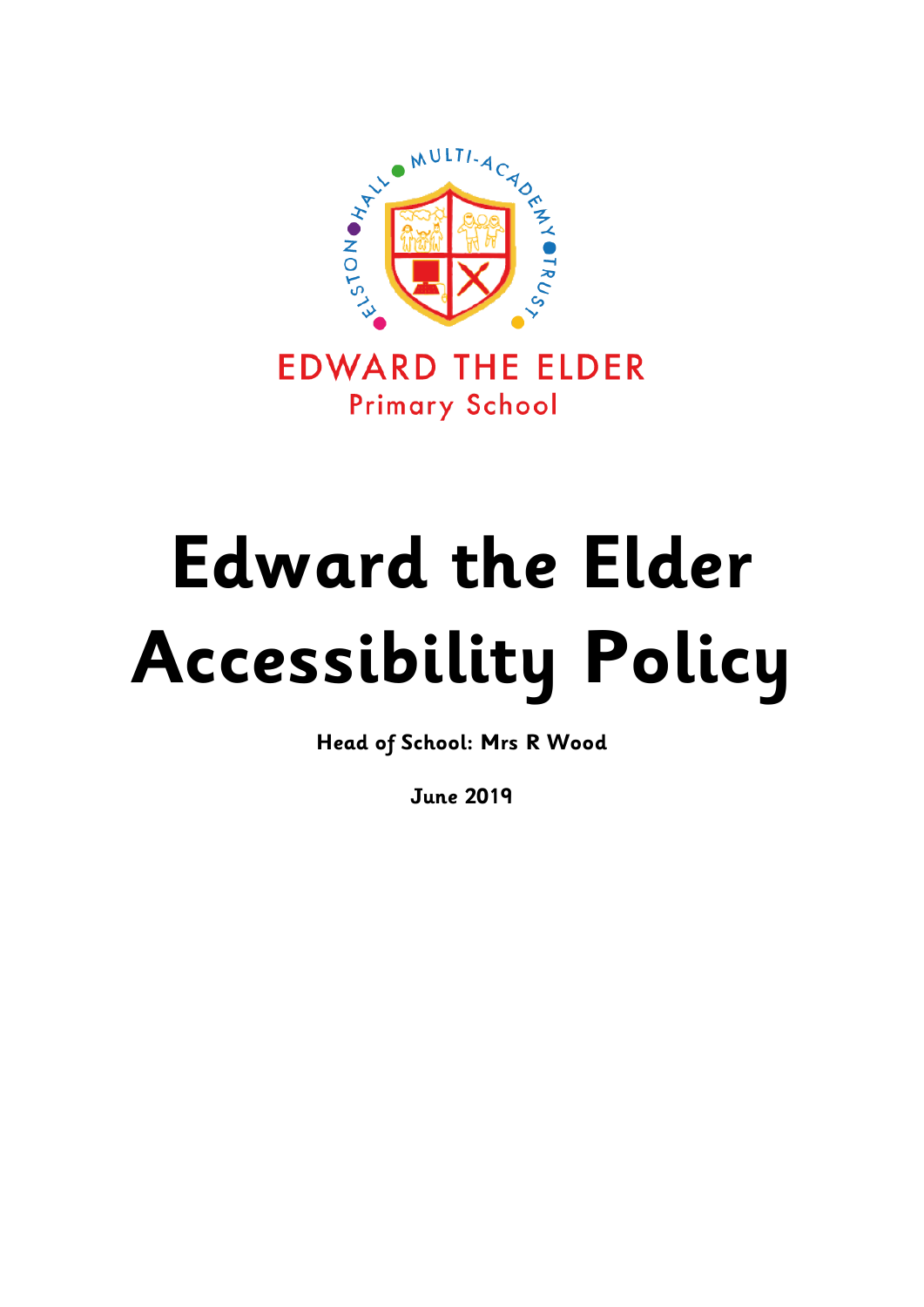ELSTON HALL MULTI-ACADEMY TRUST

EDWARD THE ELDER
Primary School

# Edward the Elder Accessibility Policy

**Head of School: Mrs R Wood**

**June 2019**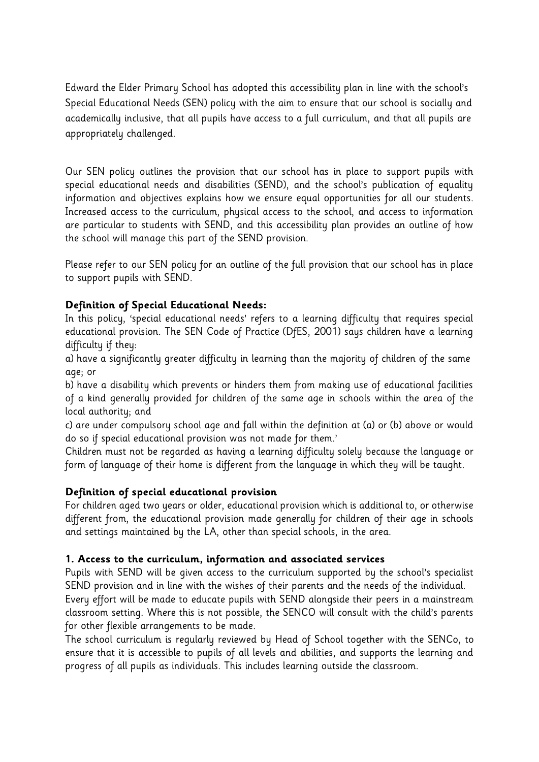Edward the Elder Primary School has adopted this accessibility plan in line with the school's Special Educational Needs (SEN) policy with the aim to ensure that our school is socially and academically inclusive, that all pupils have access to a full curriculum, and that all pupils are appropriately challenged.

Our SEN policy outlines the provision that our school has in place to support pupils with special educational needs and disabilities (SEND), and the school's publication of equality information and objectives explains how we ensure equal opportunities for all our students. Increased access to the curriculum, physical access to the school, and access to information are particular to students with SEND, and this accessibility plan provides an outline of how the school will manage this part of the SEND provision.

Please refer to our SEN policy for an outline of the full provision that our school has in place to support pupils with SEND.

**Definition of Special Educational Needs:**

In this policy, 'special educational needs' refers to a learning difficulty that requires special educational provision. The SEN Code of Practice (DfES, 2001) says children have a learning difficulty if they:

a) have a significantly greater difficulty in learning than the majority of children of the same age; or

b) have a disability which prevents or hinders them from making use of educational facilities of a kind generally provided for children of the same age in schools within the area of the local authority; and

c) are under compulsory school age and fall within the definition at (a) or (b) above or would do so if special educational provision was not made for them.'

Children must not be regarded as having a learning difficulty solely because the language or form of language of their home is different from the language in which they will be taught.

**Definition of special educational provision**

For children aged two years or older, educational provision which is additional to, or otherwise different from, the educational provision made generally for children of their age in schools and settings maintained by the LA, other than special schools, in the area.

**1. Access to the curriculum, information and associated services**

Pupils with SEND will be given access to the curriculum supported by the school's specialist SEND provision and in line with the wishes of their parents and the needs of the individual.

Every effort will be made to educate pupils with SEND alongside their peers in a mainstream classroom setting. Where this is not possible, the SENCO will consult with the child's parents for other flexible arrangements to be made.

The school curriculum is regularly reviewed by Head of School together with the SENCo, to ensure that it is accessible to pupils of all levels and abilities, and supports the learning and progress of all pupils as individuals. This includes learning outside the classroom.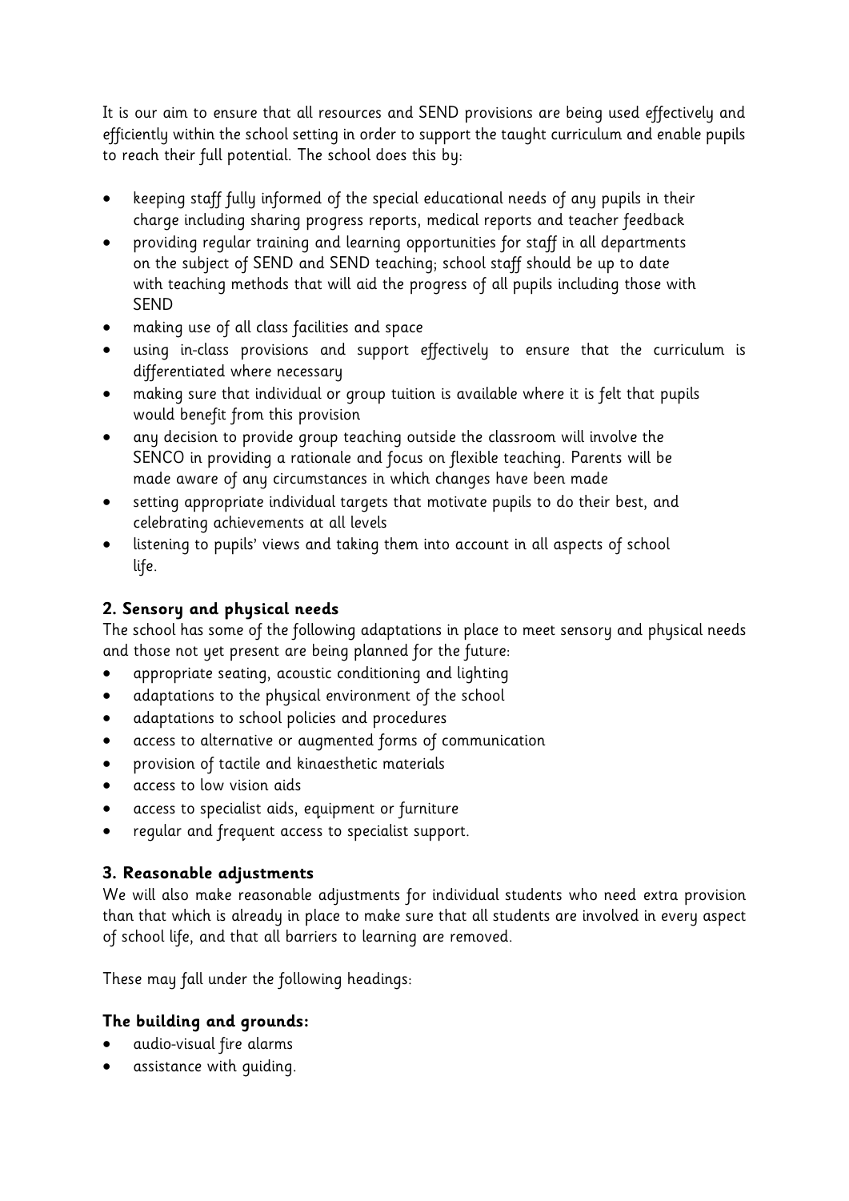It is our aim to ensure that all resources and SEND provisions are being used effectively and efficiently within the school setting in order to support the taught curriculum and enable pupils to reach their full potential. The school does this by:

- keeping staff fully informed of the special educational needs of any pupils in their charge including sharing progress reports, medical reports and teacher feedback
- providing regular training and learning opportunities for staff in all departments on the subject of SEND and SEND teaching; school staff should be up to date with teaching methods that will aid the progress of all pupils including those with SEND
- making use of all class facilities and space
- using in-class provisions and support effectively to ensure that the curriculum is differentiated where necessary
- making sure that individual or group tuition is available where it is felt that pupils would benefit from this provision
- any decision to provide group teaching outside the classroom will involve the SENCO in providing a rationale and focus on flexible teaching. Parents will be made aware of any circumstances in which changes have been made
- setting appropriate individual targets that motivate pupils to do their best, and celebrating achievements at all levels
- listening to pupils' views and taking them into account in all aspects of school life.

## 2. Sensory and physical needs

The school has some of the following adaptations in place to meet sensory and physical needs and those not yet present are being planned for the future:

- appropriate seating, acoustic conditioning and lighting
- adaptations to the physical environment of the school
- adaptations to school policies and procedures
- access to alternative or augmented forms of communication
- provision of tactile and kinaesthetic materials
- access to low vision aids
- access to specialist aids, equipment or furniture
- regular and frequent access to specialist support.

## 3. Reasonable adjustments

We will also make reasonable adjustments for individual students who need extra provision than that which is already in place to make sure that all students are involved in every aspect of school life, and that all barriers to learning are removed.

These may fall under the following headings:

**The building and grounds:**

- audio-visual fire alarms
- assistance with guiding.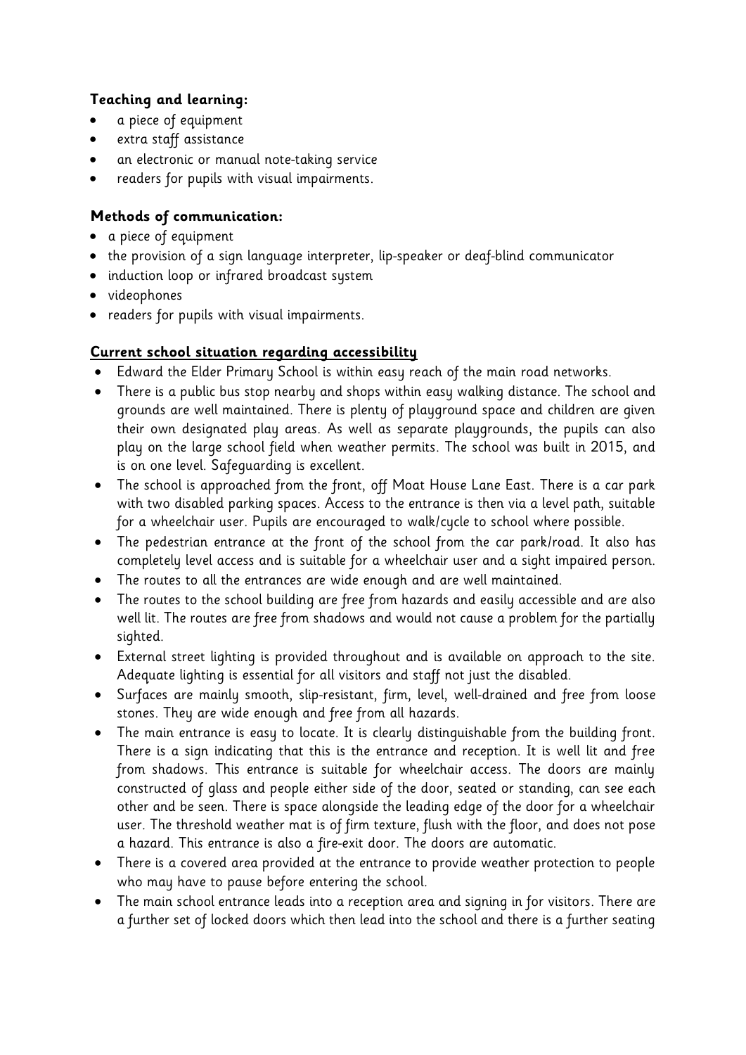**Teaching and learning:**

- a piece of equipment
- extra staff assistance
- an electronic or manual note-taking service
- readers for pupils with visual impairments.

**Methods of communication:**

- a piece of equipment
- the provision of a sign language interpreter, lip-speaker or deaf-blind communicator
- induction loop or infrared broadcast system
- videophones
- readers for pupils with visual impairments.

**Current school situation regarding accessibility**

- Edward the Elder Primary School is within easy reach of the main road networks.
- There is a public bus stop nearby and shops within easy walking distance. The school and grounds are well maintained. There is plenty of playground space and children are given their own designated play areas. As well as separate playgrounds, the pupils can also play on the large school field when weather permits. The school was built in 2015, and is on one level. Safeguarding is excellent.
- The school is approached from the front, off Moat House Lane East. There is a car park with two disabled parking spaces. Access to the entrance is then via a level path, suitable for a wheelchair user. Pupils are encouraged to walk/cycle to school where possible.
- The pedestrian entrance at the front of the school from the car park/road. It also has completely level access and is suitable for a wheelchair user and a sight impaired person.
- The routes to all the entrances are wide enough and are well maintained.
- The routes to the school building are free from hazards and easily accessible and are also well lit. The routes are free from shadows and would not cause a problem for the partially sighted.
- External street lighting is provided throughout and is available on approach to the site. Adequate lighting is essential for all visitors and staff not just the disabled.
- Surfaces are mainly smooth, slip-resistant, firm, level, well-drained and free from loose stones. They are wide enough and free from all hazards.
- The main entrance is easy to locate. It is clearly distinguishable from the building front. There is a sign indicating that this is the entrance and reception. It is well lit and free from shadows. This entrance is suitable for wheelchair access. The doors are mainly constructed of glass and people either side of the door, seated or standing, can see each other and be seen. There is space alongside the leading edge of the door for a wheelchair user. The threshold weather mat is of firm texture, flush with the floor, and does not pose a hazard. This entrance is also a fire-exit door. The doors are automatic.
- There is a covered area provided at the entrance to provide weather protection to people who may have to pause before entering the school.
- The main school entrance leads into a reception area and signing in for visitors. There are a further set of locked doors which then lead into the school and there is a further seating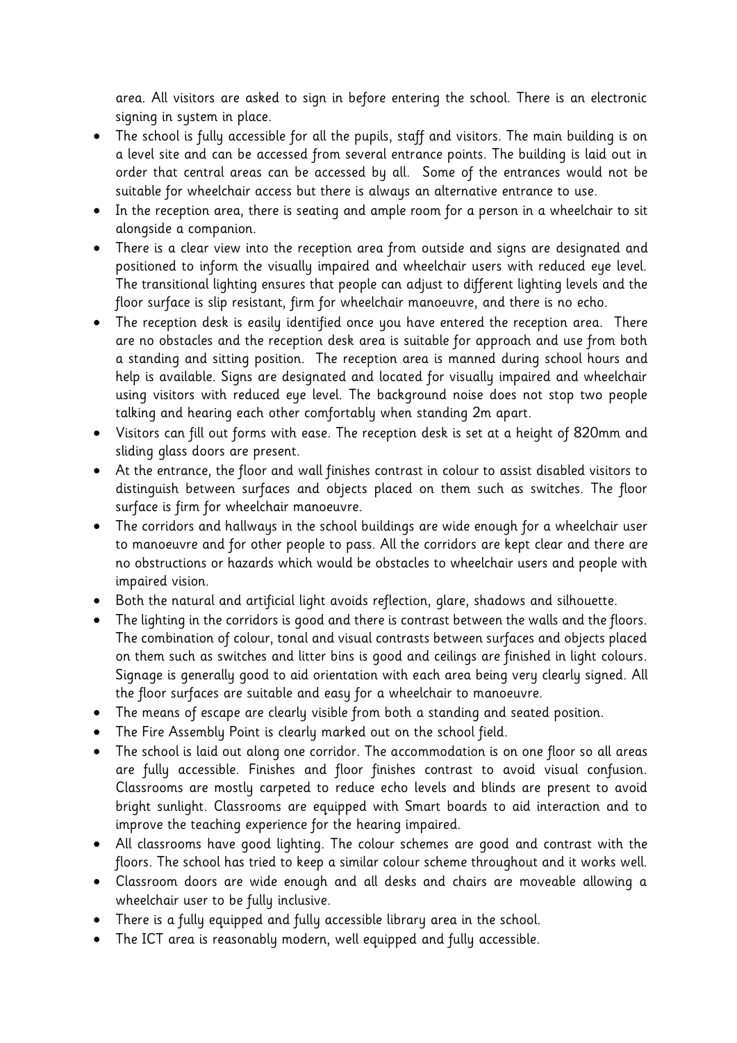area. All visitors are asked to sign in before entering the school. There is an electronic signing in system in place.

- The school is fully accessible for all the pupils, staff and visitors. The main building is on a level site and can be accessed from several entrance points. The building is laid out in order that central areas can be accessed by all. Some of the entrances would not be suitable for wheelchair access but there is always an alternative entrance to use.
- In the reception area, there is seating and ample room for a person in a wheelchair to sit alongside a companion.
- There is a clear view into the reception area from outside and signs are designated and positioned to inform the visually impaired and wheelchair users with reduced eye level. The transitional lighting ensures that people can adjust to different lighting levels and the floor surface is slip resistant, firm for wheelchair manoeuvre, and there is no echo.
- The reception desk is easily identified once you have entered the reception area. There are no obstacles and the reception desk area is suitable for approach and use from both a standing and sitting position. The reception area is manned during school hours and help is available. Signs are designated and located for visually impaired and wheelchair using visitors with reduced eye level. The background noise does not stop two people talking and hearing each other comfortably when standing 2m apart.
- Visitors can fill out forms with ease. The reception desk is set at a height of 820mm and sliding glass doors are present.
- At the entrance, the floor and wall finishes contrast in colour to assist disabled visitors to distinguish between surfaces and objects placed on them such as switches. The floor surface is firm for wheelchair manoeuvre.
- The corridors and hallways in the school buildings are wide enough for a wheelchair user to manoeuvre and for other people to pass. All the corridors are kept clear and there are no obstructions or hazards which would be obstacles to wheelchair users and people with impaired vision.
- Both the natural and artificial light avoids reflection, glare, shadows and silhouette.
- The lighting in the corridors is good and there is contrast between the walls and the floors. The combination of colour, tonal and visual contrasts between surfaces and objects placed on them such as switches and litter bins is good and ceilings are finished in light colours. Signage is generally good to aid orientation with each area being very clearly signed. All the floor surfaces are suitable and easy for a wheelchair to manoeuvre.
- The means of escape are clearly visible from both a standing and seated position.
- The Fire Assembly Point is clearly marked out on the school field.
- The school is laid out along one corridor. The accommodation is on one floor so all areas are fully accessible. Finishes and floor finishes contrast to avoid visual confusion. Classrooms are mostly carpeted to reduce echo levels and blinds are present to avoid bright sunlight. Classrooms are equipped with Smart boards to aid interaction and to improve the teaching experience for the hearing impaired.
- All classrooms have good lighting. The colour schemes are good and contrast with the floors. The school has tried to keep a similar colour scheme throughout and it works well.
- Classroom doors are wide enough and all desks and chairs are moveable allowing a wheelchair user to be fully inclusive.
- There is a fully equipped and fully accessible library area in the school.
- The ICT area is reasonably modern, well equipped and fully accessible.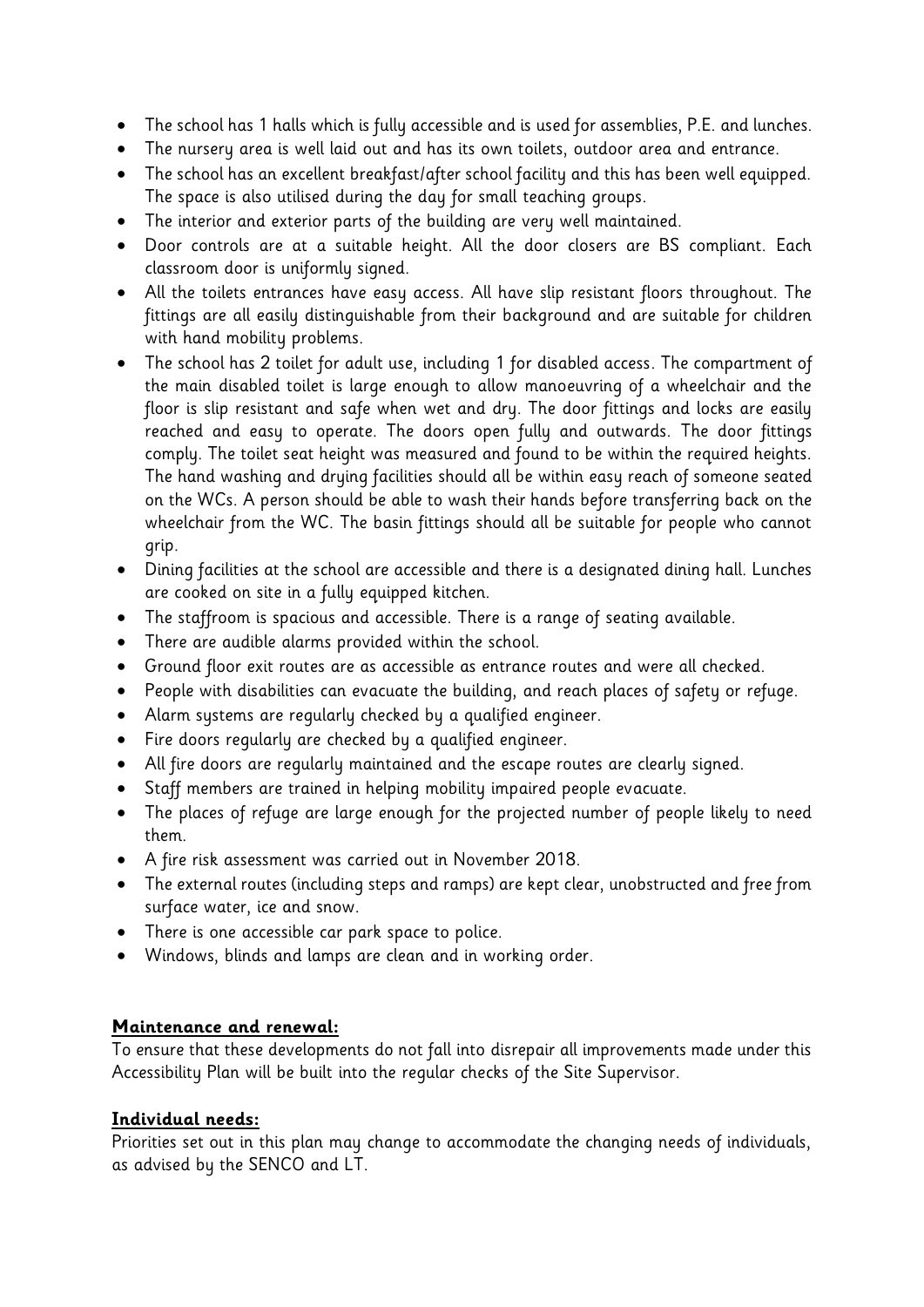- The school has 1 halls which is fully accessible and is used for assemblies, P.E. and lunches.
- The nursery area is well laid out and has its own toilets, outdoor area and entrance.
- The school has an excellent breakfast/after school facility and this has been well equipped. The space is also utilised during the day for small teaching groups.
- The interior and exterior parts of the building are very well maintained.
- Door controls are at a suitable height. All the door closers are BS compliant. Each classroom door is uniformly signed.
- All the toilets entrances have easy access. All have slip resistant floors throughout. The fittings are all easily distinguishable from their background and are suitable for children with hand mobility problems.
- The school has 2 toilet for adult use, including 1 for disabled access. The compartment of the main disabled toilet is large enough to allow manoeuvring of a wheelchair and the floor is slip resistant and safe when wet and dry. The door fittings and locks are easily reached and easy to operate. The doors open fully and outwards. The door fittings comply. The toilet seat height was measured and found to be within the required heights. The hand washing and drying facilities should all be within easy reach of someone seated on the WCs. A person should be able to wash their hands before transferring back on the wheelchair from the WC. The basin fittings should all be suitable for people who cannot grip.
- Dining facilities at the school are accessible and there is a designated dining hall. Lunches are cooked on site in a fully equipped kitchen.
- The staffroom is spacious and accessible. There is a range of seating available.
- There are audible alarms provided within the school.
- Ground floor exit routes are as accessible as entrance routes and were all checked.
- People with disabilities can evacuate the building, and reach places of safety or refuge.
- Alarm systems are regularly checked by a qualified engineer.
- Fire doors regularly are checked by a qualified engineer.
- All fire doors are regularly maintained and the escape routes are clearly signed.
- Staff members are trained in helping mobility impaired people evacuate.
- The places of refuge are large enough for the projected number of people likely to need them.
- A fire risk assessment was carried out in November 2018.
- The external routes (including steps and ramps) are kept clear, unobstructed and free from surface water, ice and snow.
- There is one accessible car park space to police.
- Windows, blinds and lamps are clean and in working order.

**Maintenance and renewal:**

To ensure that these developments do not fall into disrepair all improvements made under this Accessibility Plan will be built into the regular checks of the Site Supervisor.

**Individual needs:**

Priorities set out in this plan may change to accommodate the changing needs of individuals, as advised by the SENCO and LT.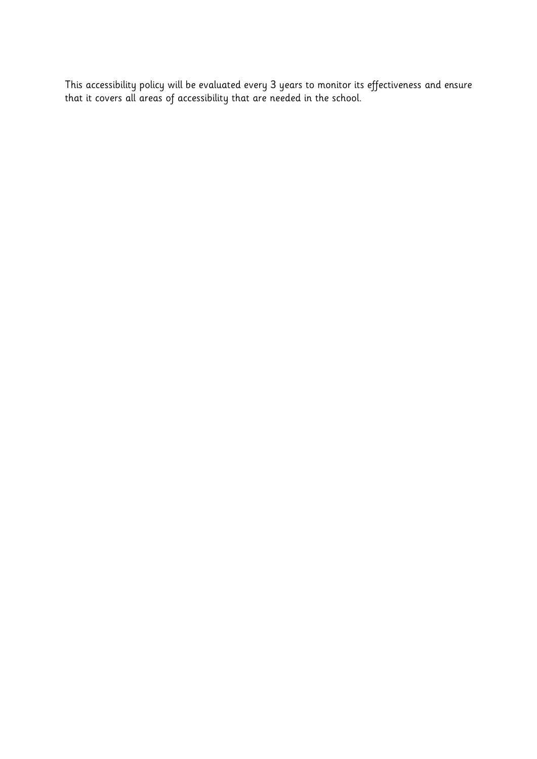This accessibility policy will be evaluated every 3 years to monitor its effectiveness and ensure that it covers all areas of accessibility that are needed in the school.